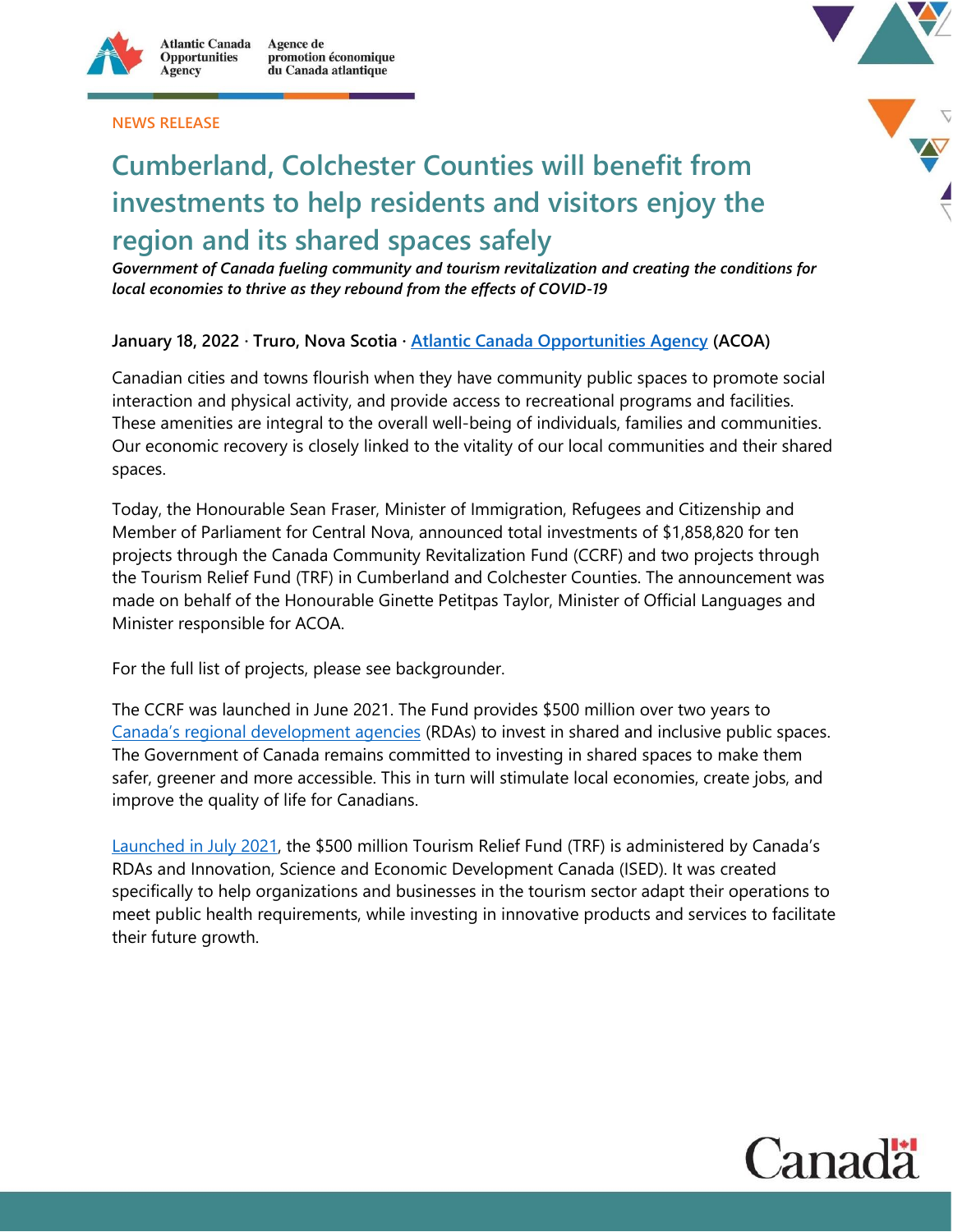Atlantic Canada Opportunities Agency | Agence de promotion économique du Canada atlantique

NEWS RELEASE

# Cumberland, Colchester Counties will benefit from investments to help residents and visitors enjoy the region and its shared spaces safely

***Government of Canada fueling community and tourism revitalization and creating the conditions for local economies to thrive as they rebound from the effects of COVID-19***

**January 18, 2022 · Truro, Nova Scotia · Atlantic Canada Opportunities Agency (ACOA)**

Canadian cities and towns flourish when they have community public spaces to promote social interaction and physical activity, and provide access to recreational programs and facilities. These amenities are integral to the overall well-being of individuals, families and communities. Our economic recovery is closely linked to the vitality of our local communities and their shared spaces.

Today, the Honourable Sean Fraser, Minister of Immigration, Refugees and Citizenship and Member of Parliament for Central Nova, announced total investments of $1,858,820 for ten projects through the Canada Community Revitalization Fund (CCRF) and two projects through the Tourism Relief Fund (TRF) in Cumberland and Colchester Counties. The announcement was made on behalf of the Honourable Ginette Petitpas Taylor, Minister of Official Languages and Minister responsible for ACOA.

For the full list of projects, please see backgrounder.

The CCRF was launched in June 2021. The Fund provides $500 million over two years to Canada's regional development agencies (RDAs) to invest in shared and inclusive public spaces. The Government of Canada remains committed to investing in shared spaces to make them safer, greener and more accessible. This in turn will stimulate local economies, create jobs, and improve the quality of life for Canadians.

Launched in July 2021, the $500 million Tourism Relief Fund (TRF) is administered by Canada's RDAs and Innovation, Science and Economic Development Canada (ISED). It was created specifically to help organizations and businesses in the tourism sector adapt their operations to meet public health requirements, while investing in innovative products and services to facilitate their future growth.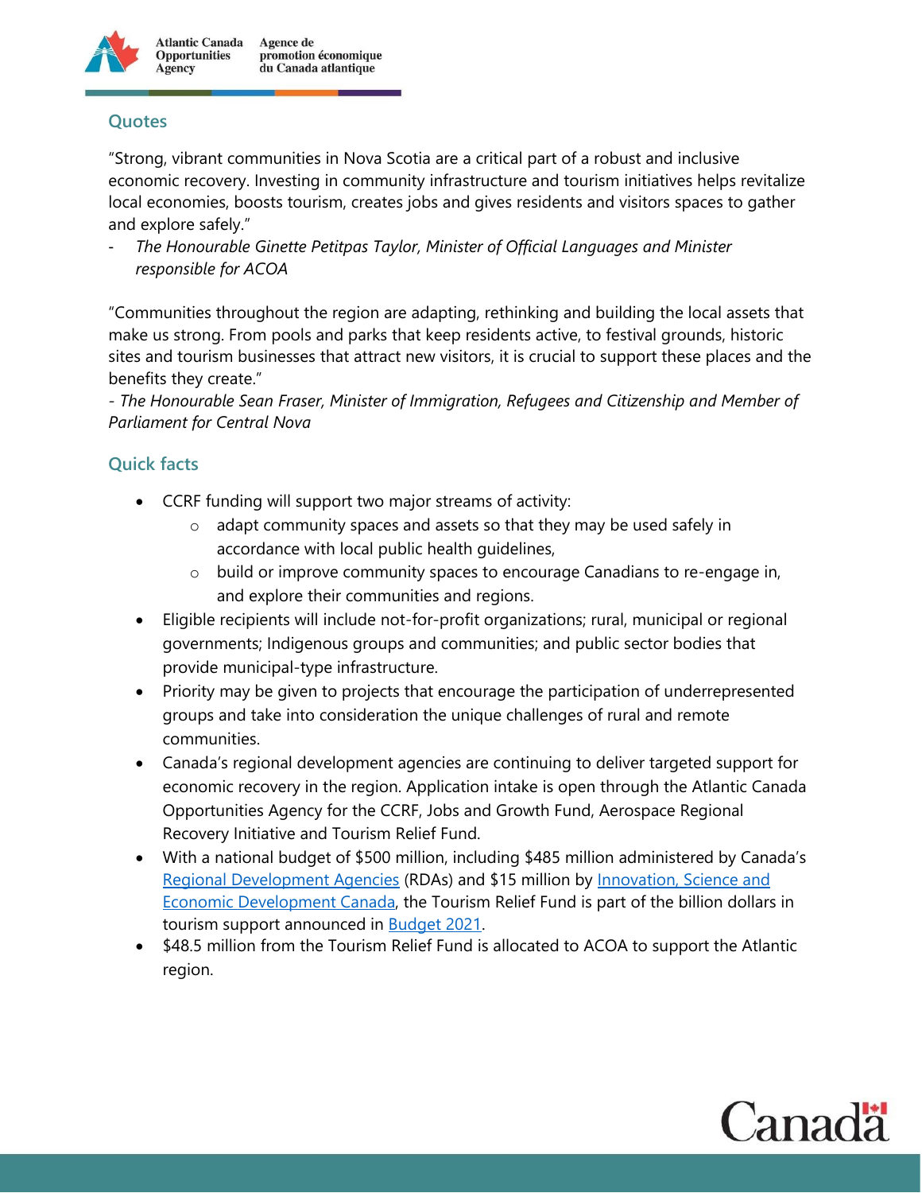## Quotes

"Strong, vibrant communities in Nova Scotia are a critical part of a robust and inclusive economic recovery. Investing in community infrastructure and tourism initiatives helps revitalize local economies, boosts tourism, creates jobs and gives residents and visitors spaces to gather and explore safely."

- *The Honourable Ginette Petitpas Taylor, Minister of Official Languages and Minister responsible for ACOA*

"Communities throughout the region are adapting, rethinking and building the local assets that make us strong. From pools and parks that keep residents active, to festival grounds, historic sites and tourism businesses that attract new visitors, it is crucial to support these places and the benefits they create."

*- The Honourable Sean Fraser, Minister of Immigration, Refugees and Citizenship and Member of Parliament for Central Nova*

## Quick facts

- CCRF funding will support two major streams of activity:
  - adapt community spaces and assets so that they may be used safely in accordance with local public health guidelines,
  - build or improve community spaces to encourage Canadians to re-engage in, and explore their communities and regions.
- Eligible recipients will include not-for-profit organizations; rural, municipal or regional governments; Indigenous groups and communities; and public sector bodies that provide municipal-type infrastructure.
- Priority may be given to projects that encourage the participation of underrepresented groups and take into consideration the unique challenges of rural and remote communities.
- Canada's regional development agencies are continuing to deliver targeted support for economic recovery in the region. Application intake is open through the Atlantic Canada Opportunities Agency for the CCRF, Jobs and Growth Fund, Aerospace Regional Recovery Initiative and Tourism Relief Fund.
- With a national budget of $500 million, including $485 million administered by Canada's Regional Development Agencies (RDAs) and $15 million by Innovation, Science and Economic Development Canada, the Tourism Relief Fund is part of the billion dollars in tourism support announced in Budget 2021.
- $48.5 million from the Tourism Relief Fund is allocated to ACOA to support the Atlantic region.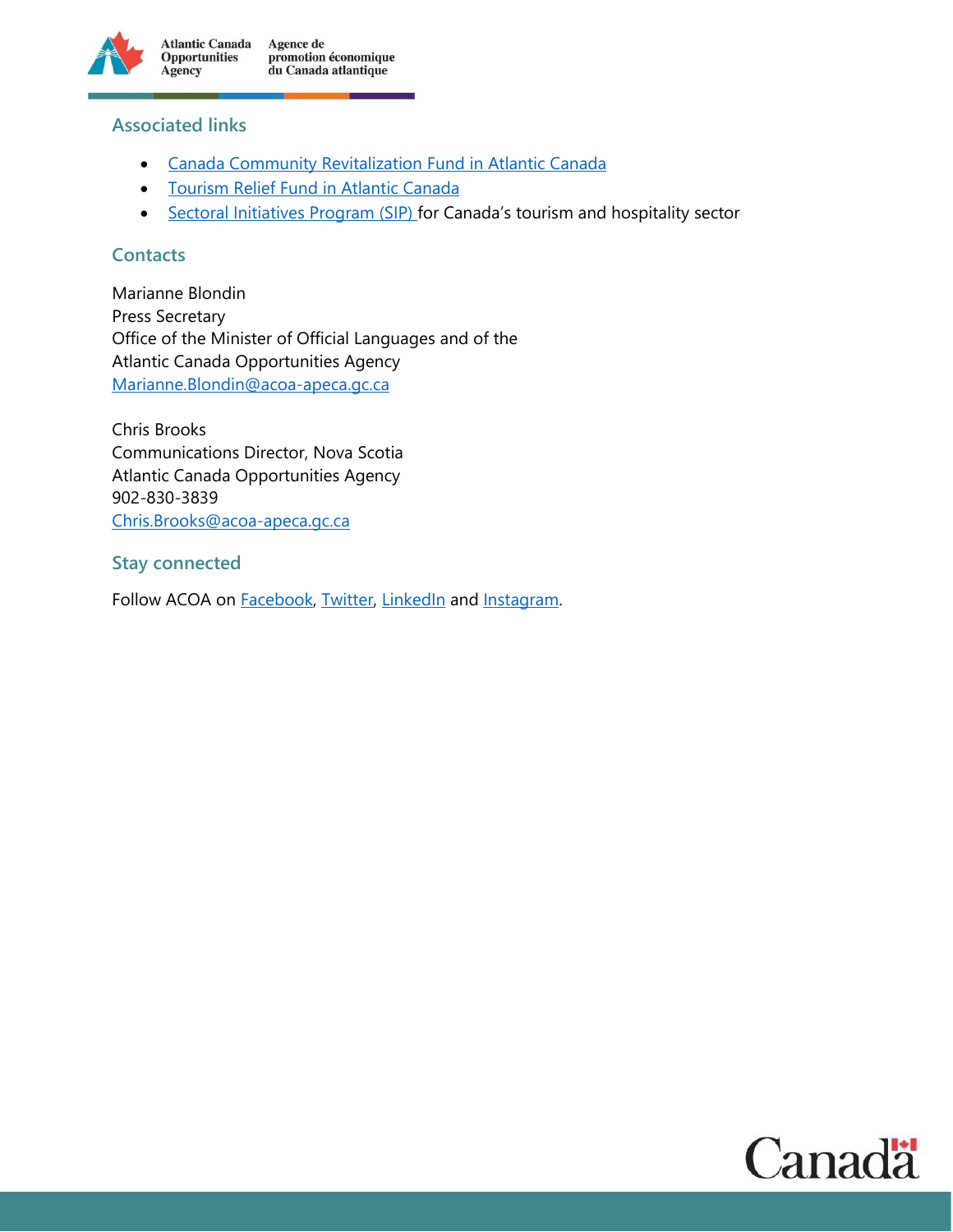## Associated links

- [Canada Community Revitalization Fund in Atlantic Canada]
- [Tourism Relief Fund in Atlantic Canada]
- [Sectoral Initiatives Program (SIP)] for Canada's tourism and hospitality sector

## Contacts

Marianne Blondin
Press Secretary
Office of the Minister of Official Languages and of the
Atlantic Canada Opportunities Agency
Marianne.Blondin@acoa-apeca.gc.ca

Chris Brooks
Communications Director, Nova Scotia
Atlantic Canada Opportunities Agency
902-830-3839
Chris.Brooks@acoa-apeca.gc.ca

## Stay connected

Follow ACOA on Facebook, Twitter, LinkedIn and Instagram.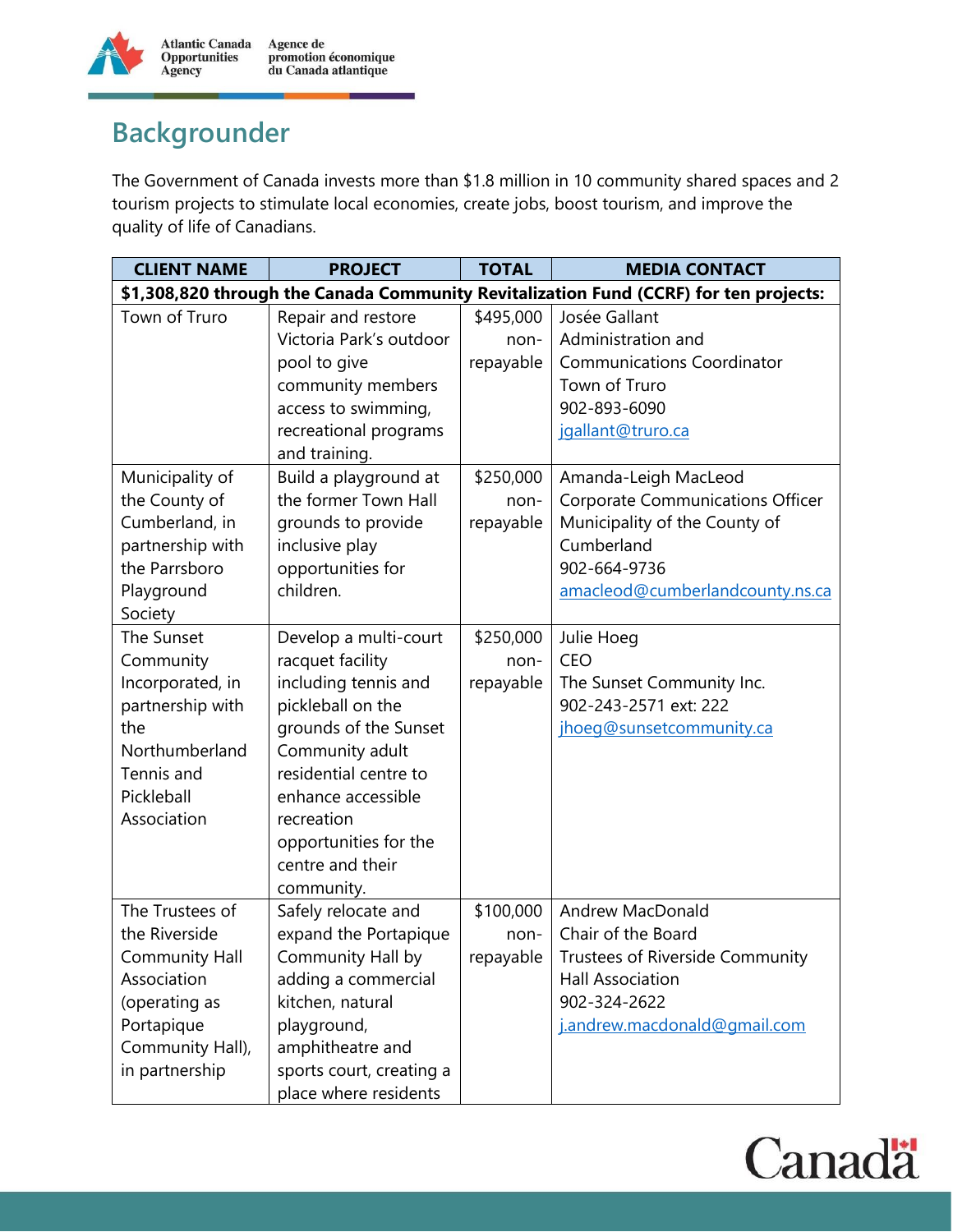## Backgrounder

The Government of Canada invests more than $1.8 million in 10 community shared spaces and 2 tourism projects to stimulate local economies, create jobs, boost tourism, and improve the quality of life of Canadians.

| CLIENT NAME | PROJECT | TOTAL | MEDIA CONTACT |
|---|---|---|---|
| **$1,308,820 through the Canada Community Revitalization Fund (CCRF) for ten projects:** | | | |
| Town of Truro | Repair and restore Victoria Park's outdoor pool to give community members access to swimming, recreational programs and training. | $495,000 non-repayable | Josée Gallant<br>Administration and Communications Coordinator<br>Town of Truro<br>902-893-6090<br>jgallant@truro.ca |
| Municipality of the County of Cumberland, in partnership with the Parrsboro Playground Society | Build a playground at the former Town Hall grounds to provide inclusive play opportunities for children. | $250,000 non-repayable | Amanda-Leigh MacLeod<br>Corporate Communications Officer<br>Municipality of the County of Cumberland<br>902-664-9736<br>amacleod@cumberlandcounty.ns.ca |
| The Sunset Community Incorporated, in partnership with the Northumberland Tennis and Pickleball Association | Develop a multi-court racquet facility including tennis and pickleball on the grounds of the Sunset Community adult residential centre to enhance accessible recreation opportunities for the centre and their community. | $250,000 non-repayable | Julie Hoeg<br>CEO<br>The Sunset Community Inc.<br>902-243-2571 ext: 222<br>jhoeg@sunsetcommunity.ca |
| The Trustees of the Riverside Community Hall Association (operating as Portapique Community Hall), in partnership | Safely relocate and expand the Portapique Community Hall by adding a commercial kitchen, natural playground, amphitheatre and sports court, creating a place where residents | $100,000 non-repayable | Andrew MacDonald<br>Chair of the Board<br>Trustees of Riverside Community Hall Association<br>902-324-2622<br>j.andrew.macdonald@gmail.com |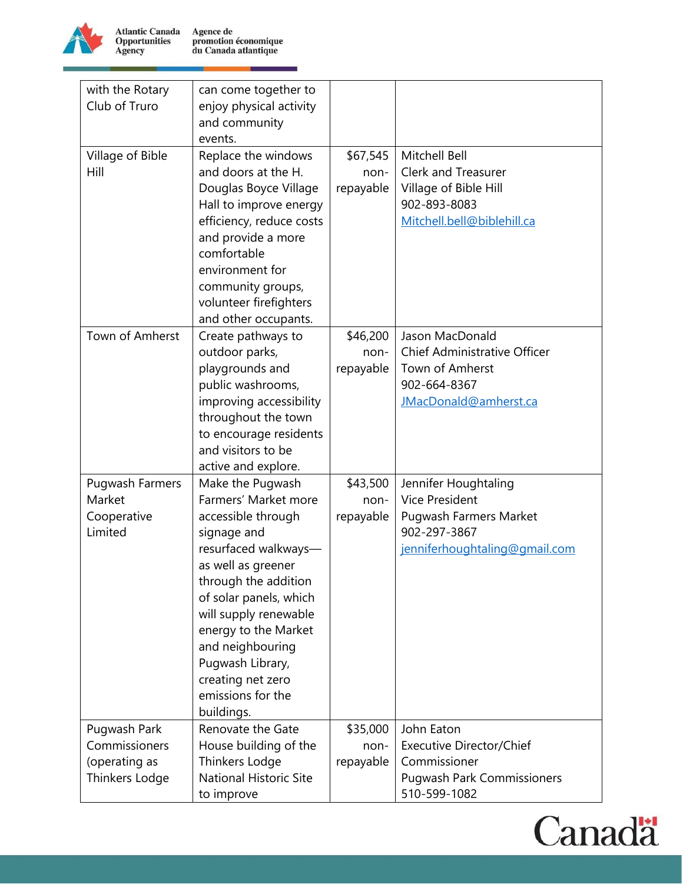| | | | |
|---|---|---|---|
| with the Rotary Club of Truro | can come together to enjoy physical activity and community events. | | |
| Village of Bible Hill | Replace the windows and doors at the H. Douglas Boyce Village Hall to improve energy efficiency, reduce costs and provide a more comfortable environment for community groups, volunteer firefighters and other occupants. | $67,545 non-repayable | Mitchell Bell<br>Clerk and Treasurer<br>Village of Bible Hill<br>902-893-8083<br>Mitchell.bell@biblehill.ca |
| Town of Amherst | Create pathways to outdoor parks, playgrounds and public washrooms, improving accessibility throughout the town to encourage residents and visitors to be active and explore. | $46,200 non-repayable | Jason MacDonald<br>Chief Administrative Officer<br>Town of Amherst<br>902-664-8367<br>JMacDonald@amherst.ca |
| Pugwash Farmers Market Cooperative Limited | Make the Pugwash Farmers' Market more accessible through signage and resurfaced walkways—as well as greener through the addition of solar panels, which will supply renewable energy to the Market and neighbouring Pugwash Library, creating net zero emissions for the buildings. | $43,500 non-repayable | Jennifer Houghtaling<br>Vice President<br>Pugwash Farmers Market<br>902-297-3867<br>jenniferhoughtaling@gmail.com |
| Pugwash Park Commissioners (operating as Thinkers Lodge | Renovate the Gate House building of the Thinkers Lodge National Historic Site to improve | $35,000 non-repayable | John Eaton<br>Executive Director/Chief Commissioner<br>Pugwash Park Commissioners<br>510-599-1082 |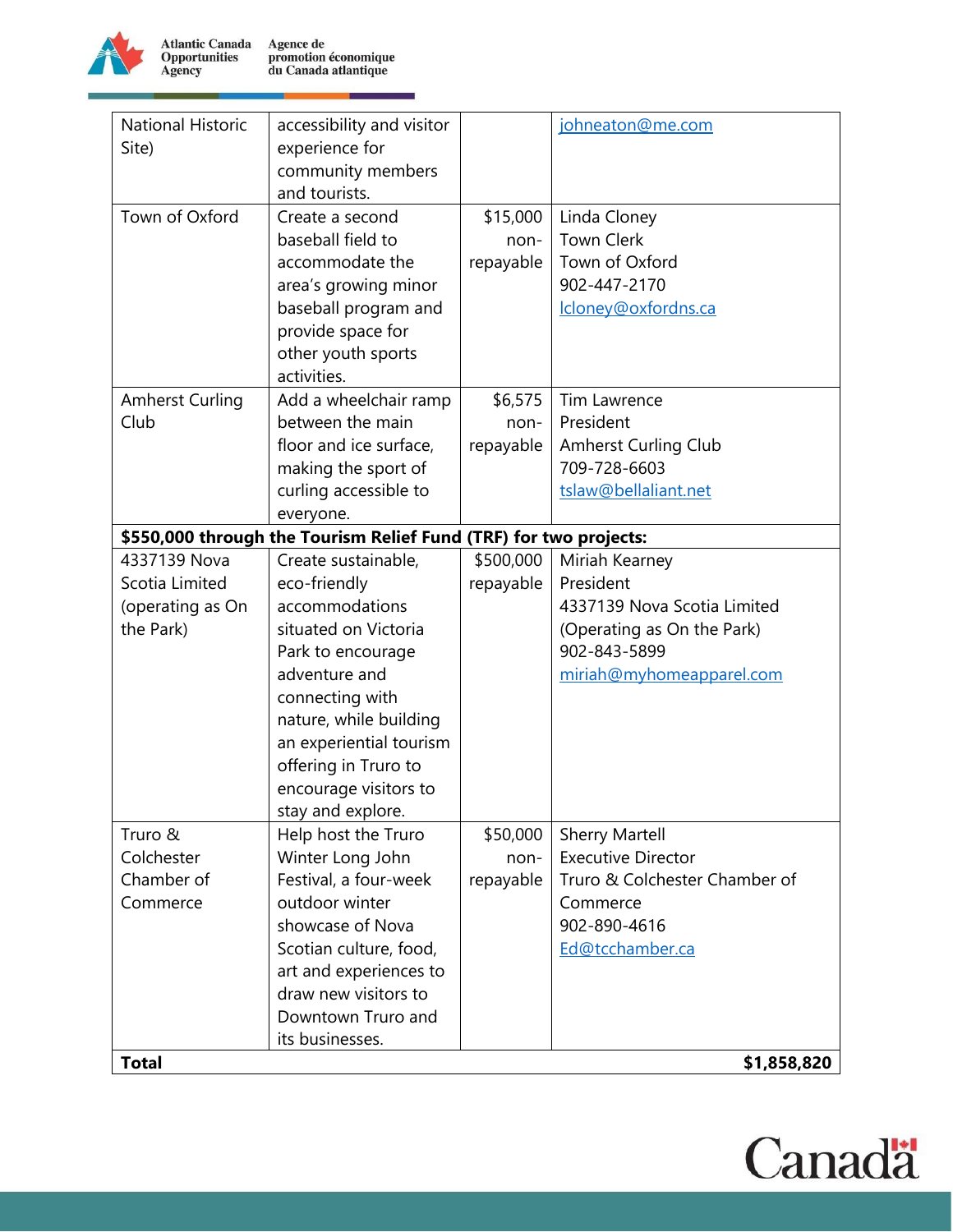| | | | |
|---|---|---|---|
| National Historic Site) | accessibility and visitor experience for community members and tourists. | | johneaton@me.com |
| Town of Oxford | Create a second baseball field to accommodate the area's growing minor baseball program and provide space for other youth sports activities. | $15,000 non-repayable | Linda Cloney<br>Town Clerk<br>Town of Oxford<br>902-447-2170<br>lcloney@oxfordns.ca |
| Amherst Curling Club | Add a wheelchair ramp between the main floor and ice surface, making the sport of curling accessible to everyone. | $6,575 non-repayable | Tim Lawrence<br>President<br>Amherst Curling Club<br>709-728-6603<br>tslaw@bellaliant.net |
| **$550,000 through the Tourism Relief Fund (TRF) for two projects:** | | | |
| 4337139 Nova Scotia Limited (operating as On the Park) | Create sustainable, eco-friendly accommodations situated on Victoria Park to encourage adventure and connecting with nature, while building an experiential tourism offering in Truro to encourage visitors to stay and explore. | $500,000 repayable | Miriah Kearney<br>President<br>4337139 Nova Scotia Limited (Operating as On the Park)<br>902-843-5899<br>miriah@myhomeapparel.com |
| Truro & Colchester Chamber of Commerce | Help host the Truro Winter Long John Festival, a four-week outdoor winter showcase of Nova Scotian culture, food, art and experiences to draw new visitors to Downtown Truro and its businesses. | $50,000 non-repayable | Sherry Martell<br>Executive Director<br>Truro & Colchester Chamber of Commerce<br>902-890-4616<br>Ed@tcchamber.ca |
| **Total** | | | **$1,858,820** |